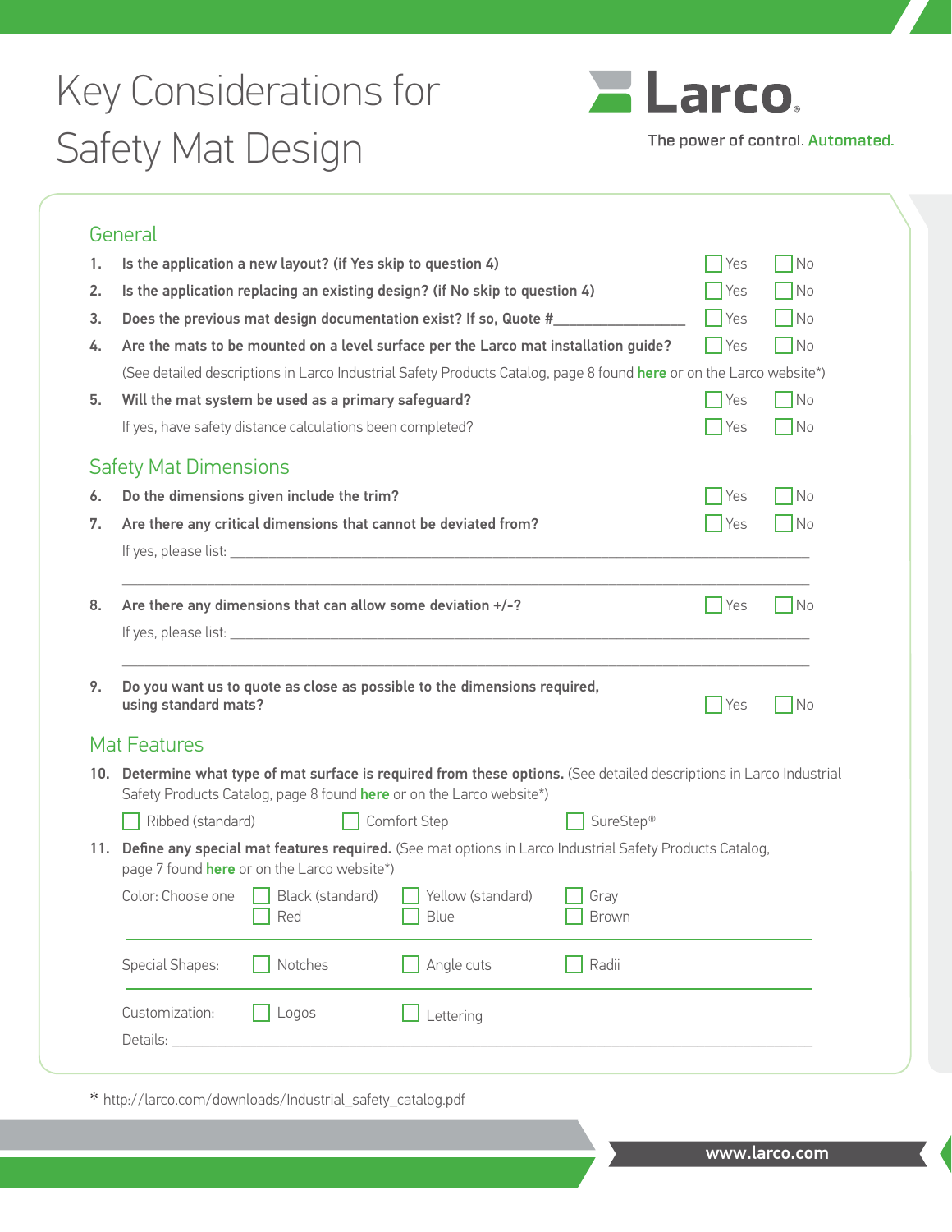# Key Considerations for Safety Mat Design

**Larco**

The power of control. Automated.

## General

1. **Is the application a new layout? (if Yes skip to question 4)** ☐ Yes ☐ No
2. **Is the application replacing an existing design? (if No skip to question 4)** ☐ Yes ☐ No
3. **Does the previous mat design documentation exist? If so, Quote #________________** ☐ Yes ☐ No
4. **Are the mats to be mounted on a level surface per the Larco mat installation guide?** ☐ Yes ☐ No

   (See detailed descriptions in Larco Industrial Safety Products Catalog, page 8 found **here** or on the Larco website*)
5. **Will the mat system be used as a primary safeguard?** ☐ Yes ☐ No

   If yes, have safety distance calculations been completed? ☐ Yes ☐ No

## Safety Mat Dimensions

6. **Do the dimensions given include the trim?** ☐ Yes ☐ No
7. **Are there any critical dimensions that cannot be deviated from?** ☐ Yes ☐ No

   If yes, please list: ____________________________________________

   ____________________________________________
8. **Are there any dimensions that can allow some deviation +/-?** ☐ Yes ☐ No

   If yes, please list: ____________________________________________

   ____________________________________________
9. **Do you want us to quote as close as possible to the dimensions required, using standard mats?** ☐ Yes ☐ No

## Mat Features

10. **Determine what type of mat surface is required from these options.** (See detailed descriptions in Larco Industrial Safety Products Catalog, page 8 found **here** or on the Larco website*)

    ☐ Ribbed (standard) ☐ Comfort Step ☐ SureStep®
11. **Define any special mat features required.** (See mat options in Larco Industrial Safety Products Catalog, page 7 found **here** or on the Larco website*)

    Color: Choose one ☐ Black (standard) ☐ Yellow (standard) ☐ Gray ☐ Red ☐ Blue ☐ Brown

    Special Shapes: ☐ Notches ☐ Angle cuts ☐ Radii

    Customization: ☐ Logos ☐ Lettering

    Details: ____________________________________________

* http://larco.com/downloads/Industrial_safety_catalog.pdf

www.larco.com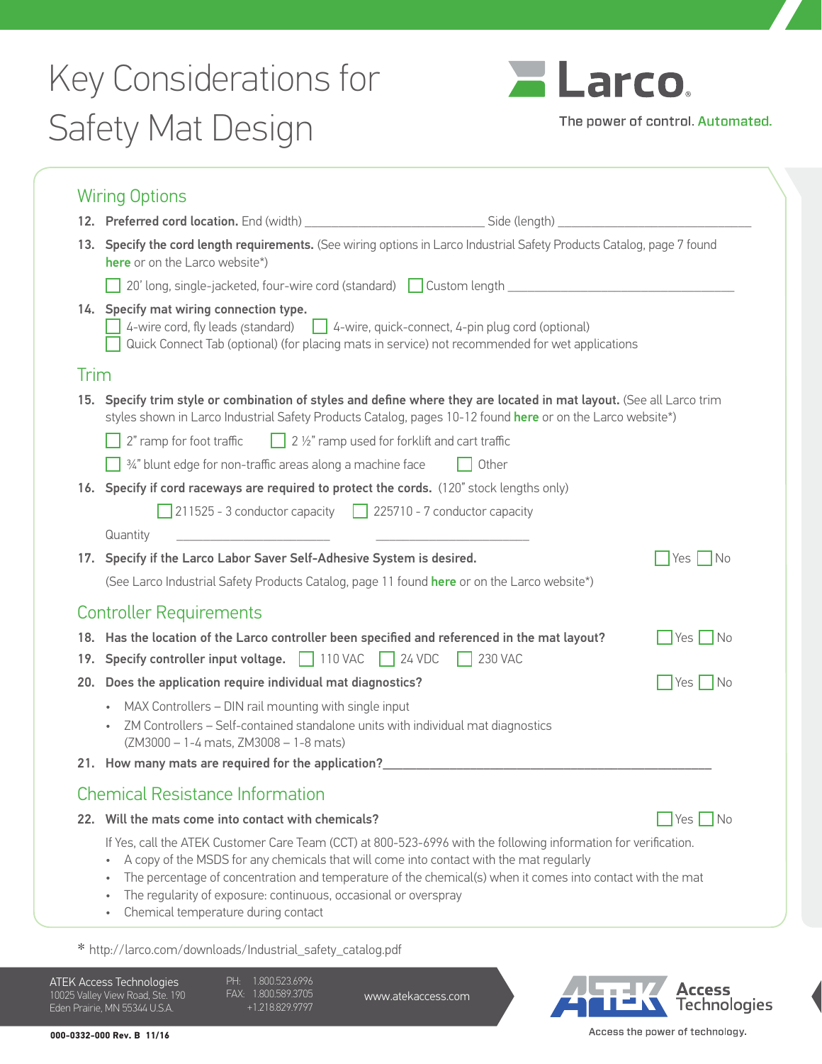# Key Considerations for Safety Mat Design

Larco

The power of control. Automated.

## Wiring Options

12. **Preferred cord location.** End (width) ____________________ Side (length) ____________________

13. **Specify the cord length requirements.** (See wiring options in Larco Industrial Safety Products Catalog, page 7 found **here** or on the Larco website*)

    ☐ 20' long, single-jacketed, four-wire cord (standard) ☐ Custom length ____________________

14. **Specify mat wiring connection type.**

    ☐ 4-wire cord, fly leads (standard) ☐ 4-wire, quick-connect, 4-pin plug cord (optional)

    ☐ Quick Connect Tab (optional) (for placing mats in service) not recommended for wet applications

## Trim

15. **Specify trim style or combination of styles and define where they are located in mat layout.** (See all Larco trim styles shown in Larco Industrial Safety Products Catalog, pages 10-12 found **here** or on the Larco website*)

    ☐ 2" ramp for foot traffic ☐ 2 ½" ramp used for forklift and cart traffic

    ☐ ¾" blunt edge for non-traffic areas along a machine face ☐ Other

16. **Specify if cord raceways are required to protect the cords.** (120" stock lengths only)

    ☐ 211525 - 3 conductor capacity ☐ 225710 - 7 conductor capacity

    Quantity ____________________ ____________________

17. **Specify if the Larco Labor Saver Self-Adhesive System is desired.** ☐ Yes ☐ No

    (See Larco Industrial Safety Products Catalog, page 11 found **here** or on the Larco website*)

## Controller Requirements

18. **Has the location of the Larco controller been specified and referenced in the mat layout?** ☐ Yes ☐ No

19. **Specify controller input voltage.** ☐ 110 VAC ☐ 24 VDC ☐ 230 VAC

20. **Does the application require individual mat diagnostics?** ☐ Yes ☐ No

    - MAX Controllers – DIN rail mounting with single input
    - ZM Controllers – Self-contained standalone units with individual mat diagnostics (ZM3000 – 1-4 mats, ZM3008 – 1-8 mats)

21. **How many mats are required for the application?** ____________________

## Chemical Resistance Information

22. **Will the mats come into contact with chemicals?** ☐ Yes ☐ No

    If Yes, call the ATEK Customer Care Team (CCT) at 800-523-6996 with the following information for verification.

    - A copy of the MSDS for any chemicals that will come into contact with the mat regularly
    - The percentage of concentration and temperature of the chemical(s) when it comes into contact with the mat
    - The regularity of exposure: continuous, occasional or overspray
    - Chemical temperature during contact

\* http://larco.com/downloads/Industrial_safety_catalog.pdf

ATEK Access Technologies
10025 Valley View Road, Ste. 190
Eden Prairie, MN 55344 U.S.A.

PH: 1.800.523.6996
FAX: 1.800.589.3705
+1.218.829.9797

www.atekaccess.com

ATEK Access Technologies — Access the power of technology.

000-0332-000 Rev. B 11/16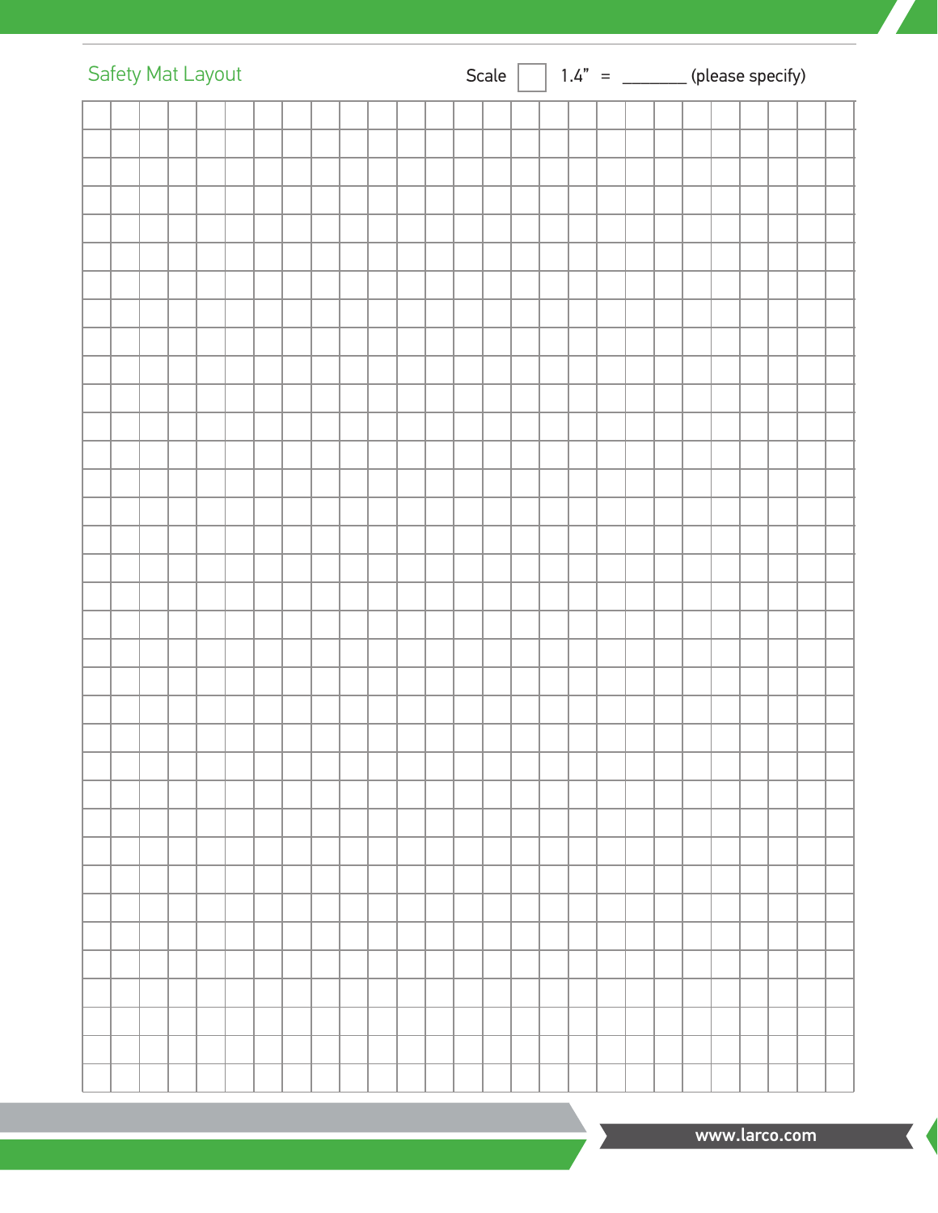## Safety Mat Layout

Scale ☐ 1.4" = _______ (please specify)